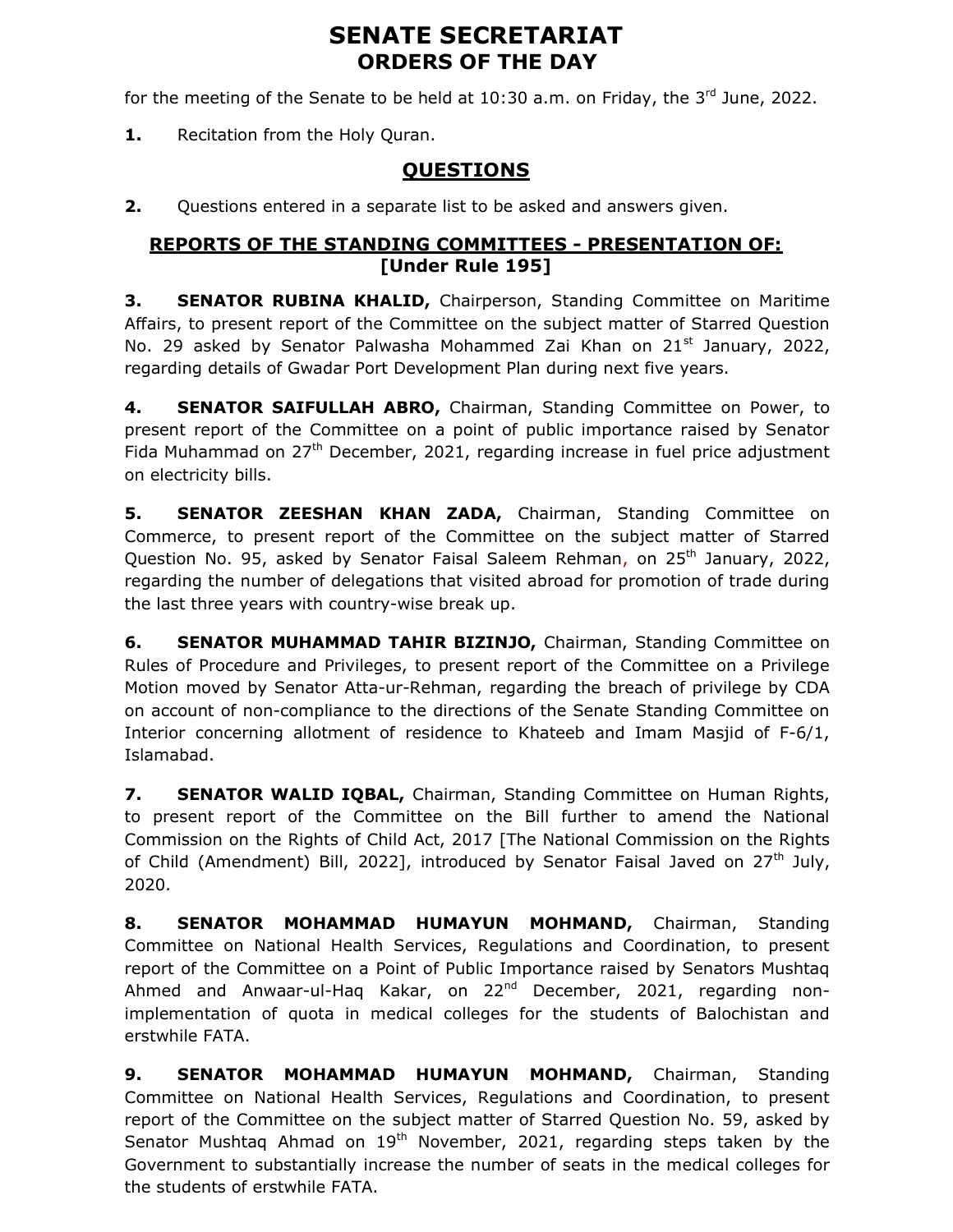# SENATE SECRETARIAT
## ORDERS OF THE DAY

for the meeting of the Senate to be held at 10:30 a.m. on Friday, the 3rd June, 2022.

**1.** Recitation from the Holy Quran.

## QUESTIONS

**2.** Questions entered in a separate list to be asked and answers given.

### REPORTS OF THE STANDING COMMITTEES - PRESENTATION OF: [Under Rule 195]

**3.** **SENATOR RUBINA KHALID,** Chairperson, Standing Committee on Maritime Affairs, to present report of the Committee on the subject matter of Starred Question No. 29 asked by Senator Palwasha Mohammed Zai Khan on 21st January, 2022, regarding details of Gwadar Port Development Plan during next five years.

**4.** **SENATOR SAIFULLAH ABRO,** Chairman, Standing Committee on Power, to present report of the Committee on a point of public importance raised by Senator Fida Muhammad on 27th December, 2021, regarding increase in fuel price adjustment on electricity bills.

**5.** **SENATOR ZEESHAN KHAN ZADA,** Chairman, Standing Committee on Commerce, to present report of the Committee on the subject matter of Starred Question No. 95, asked by Senator Faisal Saleem Rehman, on 25th January, 2022, regarding the number of delegations that visited abroad for promotion of trade during the last three years with country-wise break up.

**6.** **SENATOR MUHAMMAD TAHIR BIZINJO,** Chairman, Standing Committee on Rules of Procedure and Privileges, to present report of the Committee on a Privilege Motion moved by Senator Atta-ur-Rehman, regarding the breach of privilege by CDA on account of non-compliance to the directions of the Senate Standing Committee on Interior concerning allotment of residence to Khateeb and Imam Masjid of F-6/1, Islamabad.

**7.** **SENATOR WALID IQBAL,** Chairman, Standing Committee on Human Rights, to present report of the Committee on the Bill further to amend the National Commission on the Rights of Child Act, 2017 [The National Commission on the Rights of Child (Amendment) Bill, 2022], introduced by Senator Faisal Javed on 27th July, 2020.

**8.** **SENATOR MOHAMMAD HUMAYUN MOHMAND,** Chairman, Standing Committee on National Health Services, Regulations and Coordination, to present report of the Committee on a Point of Public Importance raised by Senators Mushtaq Ahmed and Anwaar-ul-Haq Kakar, on 22nd December, 2021, regarding non-implementation of quota in medical colleges for the students of Balochistan and erstwhile FATA.

**9.** **SENATOR MOHAMMAD HUMAYUN MOHMAND,** Chairman, Standing Committee on National Health Services, Regulations and Coordination, to present report of the Committee on the subject matter of Starred Question No. 59, asked by Senator Mushtaq Ahmad on 19th November, 2021, regarding steps taken by the Government to substantially increase the number of seats in the medical colleges for the students of erstwhile FATA.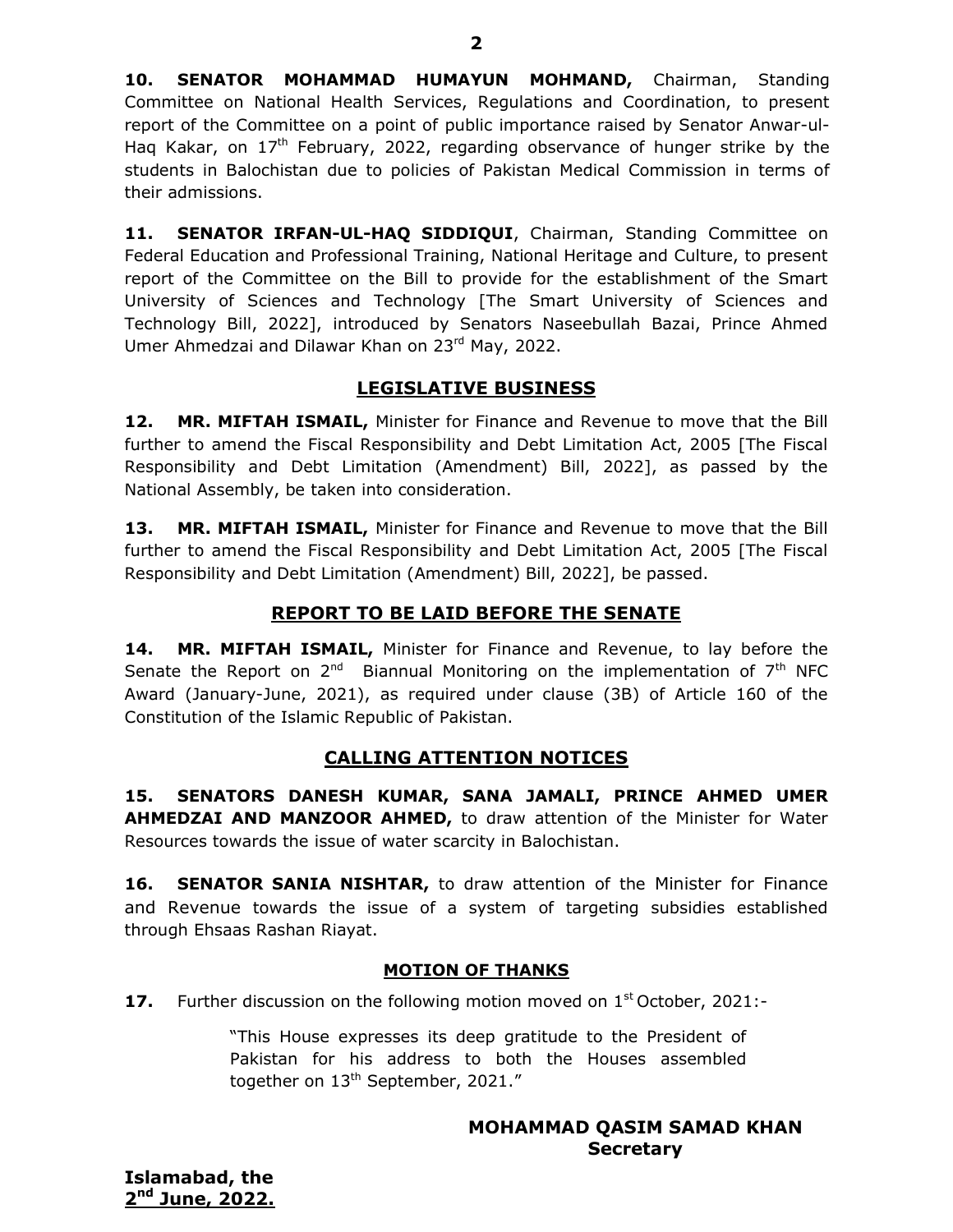**10. SENATOR MOHAMMAD HUMAYUN MOHMAND,** Chairman, Standing Committee on National Health Services, Regulations and Coordination, to present report of the Committee on a point of public importance raised by Senator Anwar-ul-Haq Kakar, on 17th February, 2022, regarding observance of hunger strike by the students in Balochistan due to policies of Pakistan Medical Commission in terms of their admissions.

**11. SENATOR IRFAN-UL-HAQ SIDDIQUI**, Chairman, Standing Committee on Federal Education and Professional Training, National Heritage and Culture, to present report of the Committee on the Bill to provide for the establishment of the Smart University of Sciences and Technology [The Smart University of Sciences and Technology Bill, 2022], introduced by Senators Naseebullah Bazai, Prince Ahmed Umer Ahmedzai and Dilawar Khan on 23rd May, 2022.

## LEGISLATIVE BUSINESS

**12. MR. MIFTAH ISMAIL,** Minister for Finance and Revenue to move that the Bill further to amend the Fiscal Responsibility and Debt Limitation Act, 2005 [The Fiscal Responsibility and Debt Limitation (Amendment) Bill, 2022], as passed by the National Assembly, be taken into consideration.

**13. MR. MIFTAH ISMAIL,** Minister for Finance and Revenue to move that the Bill further to amend the Fiscal Responsibility and Debt Limitation Act, 2005 [The Fiscal Responsibility and Debt Limitation (Amendment) Bill, 2022], be passed.

## REPORT TO BE LAID BEFORE THE SENATE

**14. MR. MIFTAH ISMAIL,** Minister for Finance and Revenue, to lay before the Senate the Report on 2nd Biannual Monitoring on the implementation of 7th NFC Award (January-June, 2021), as required under clause (3B) of Article 160 of the Constitution of the Islamic Republic of Pakistan.

## CALLING ATTENTION NOTICES

**15. SENATORS DANESH KUMAR, SANA JAMALI, PRINCE AHMED UMER AHMEDZAI AND MANZOOR AHMED,** to draw attention of the Minister for Water Resources towards the issue of water scarcity in Balochistan.

**16. SENATOR SANIA NISHTAR,** to draw attention of the Minister for Finance and Revenue towards the issue of a system of targeting subsidies established through Ehsaas Rashan Riayat.

### MOTION OF THANKS

**17.** Further discussion on the following motion moved on 1st October, 2021:-

> "This House expresses its deep gratitude to the President of Pakistan for his address to both the Houses assembled together on 13th September, 2021."

**MOHAMMAD QASIM SAMAD KHAN**
**Secretary**

**Islamabad, the**
**2nd June, 2022.**